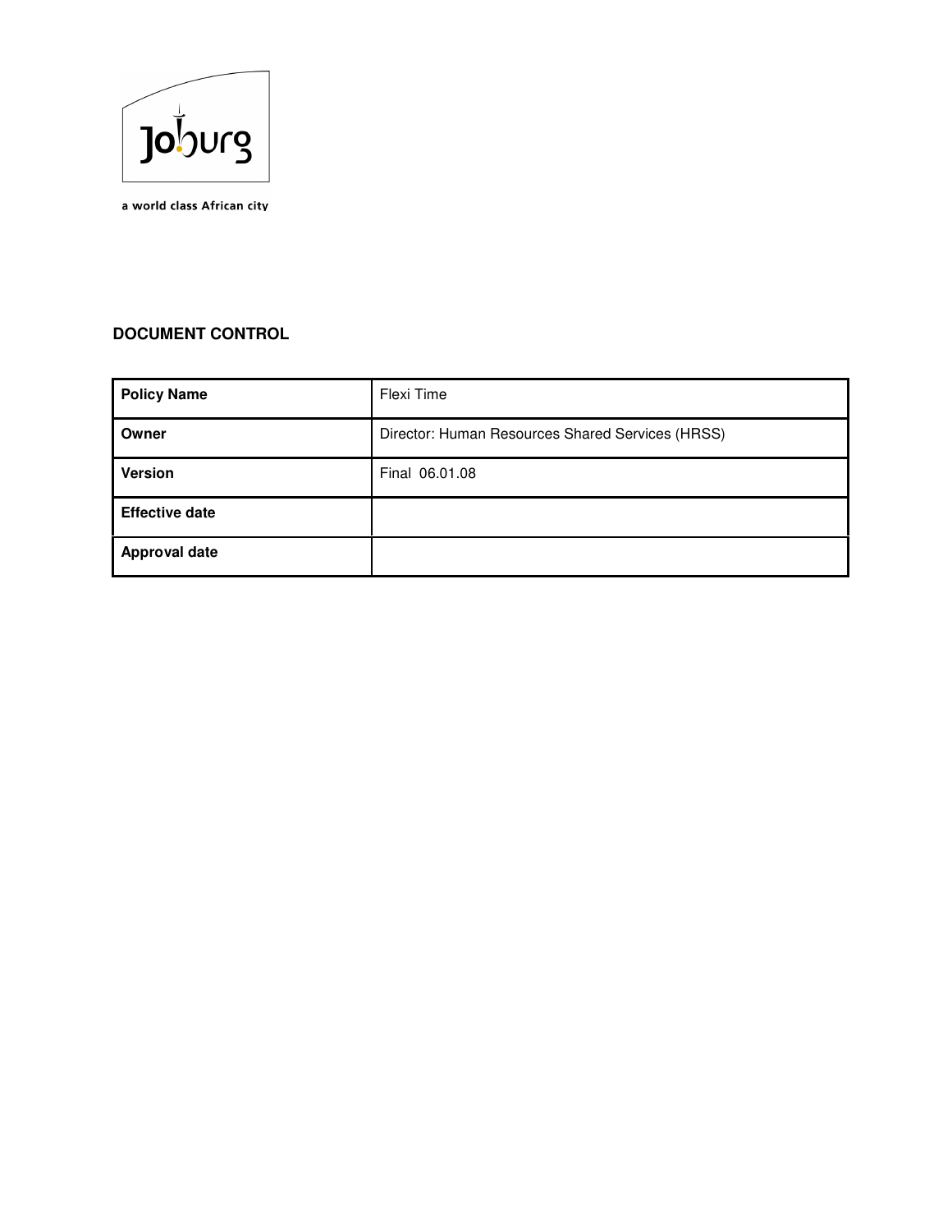a world class African city

**DOCUMENT CONTROL**

| **Policy Name** | Flexi Time |
|---|---|
| **Owner** | Director: Human Resources Shared Services (HRSS) |
| **Version** | Final 06.01.08 |
| **Effective date** | |
| **Approval date** | |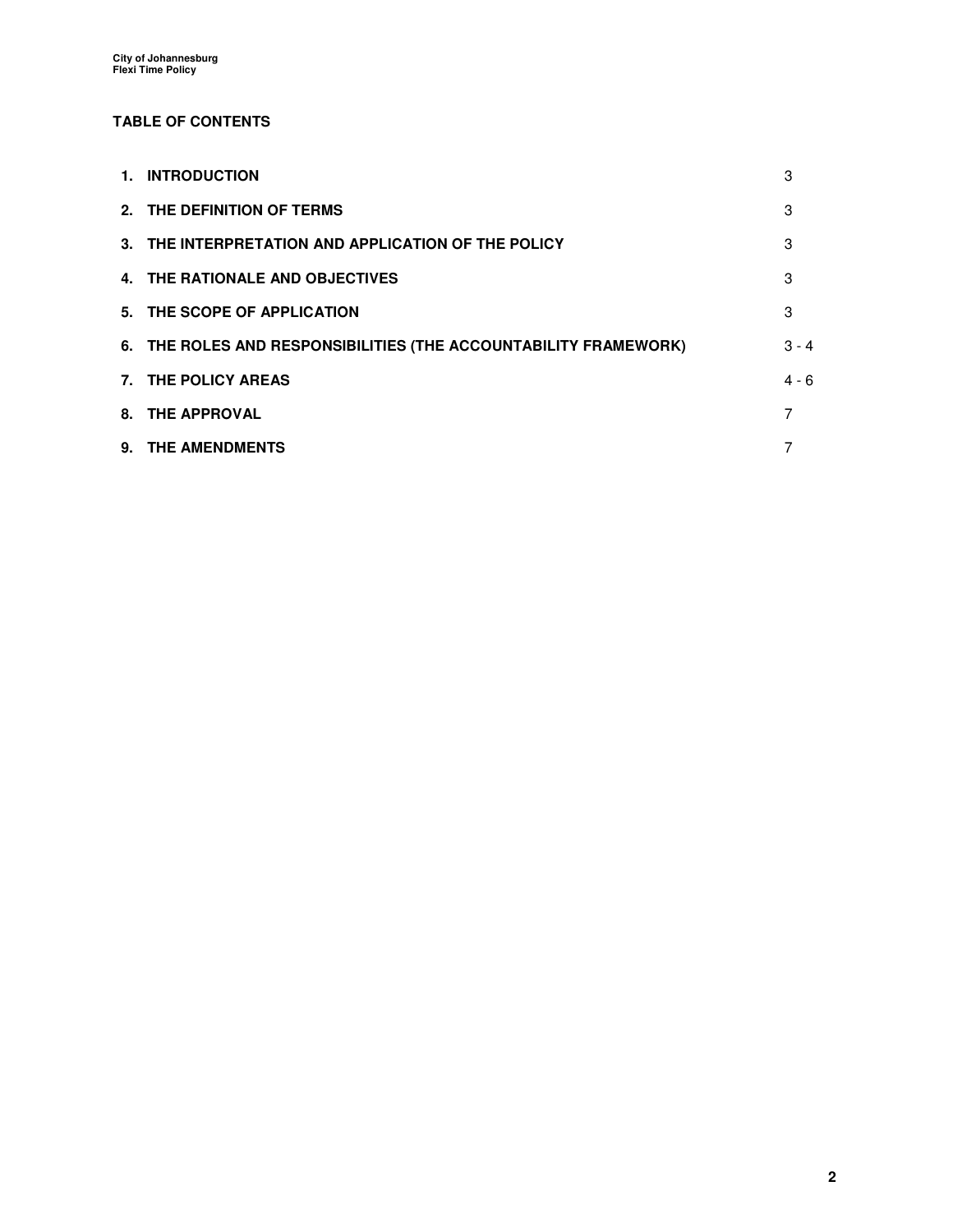## TABLE OF CONTENTS

| | | |
|---|---|---|
| **1.** | **INTRODUCTION** | 3 |
| **2.** | **THE DEFINITION OF TERMS** | 3 |
| **3.** | **THE INTERPRETATION AND APPLICATION OF THE POLICY** | 3 |
| **4.** | **THE RATIONALE AND OBJECTIVES** | 3 |
| **5.** | **THE SCOPE OF APPLICATION** | 3 |
| **6.** | **THE ROLES AND RESPONSIBILITIES (THE ACCOUNTABILITY FRAMEWORK)** | 3 - 4 |
| **7.** | **THE POLICY AREAS** | 4 - 6 |
| **8.** | **THE APPROVAL** | 7 |
| **9.** | **THE AMENDMENTS** | 7 |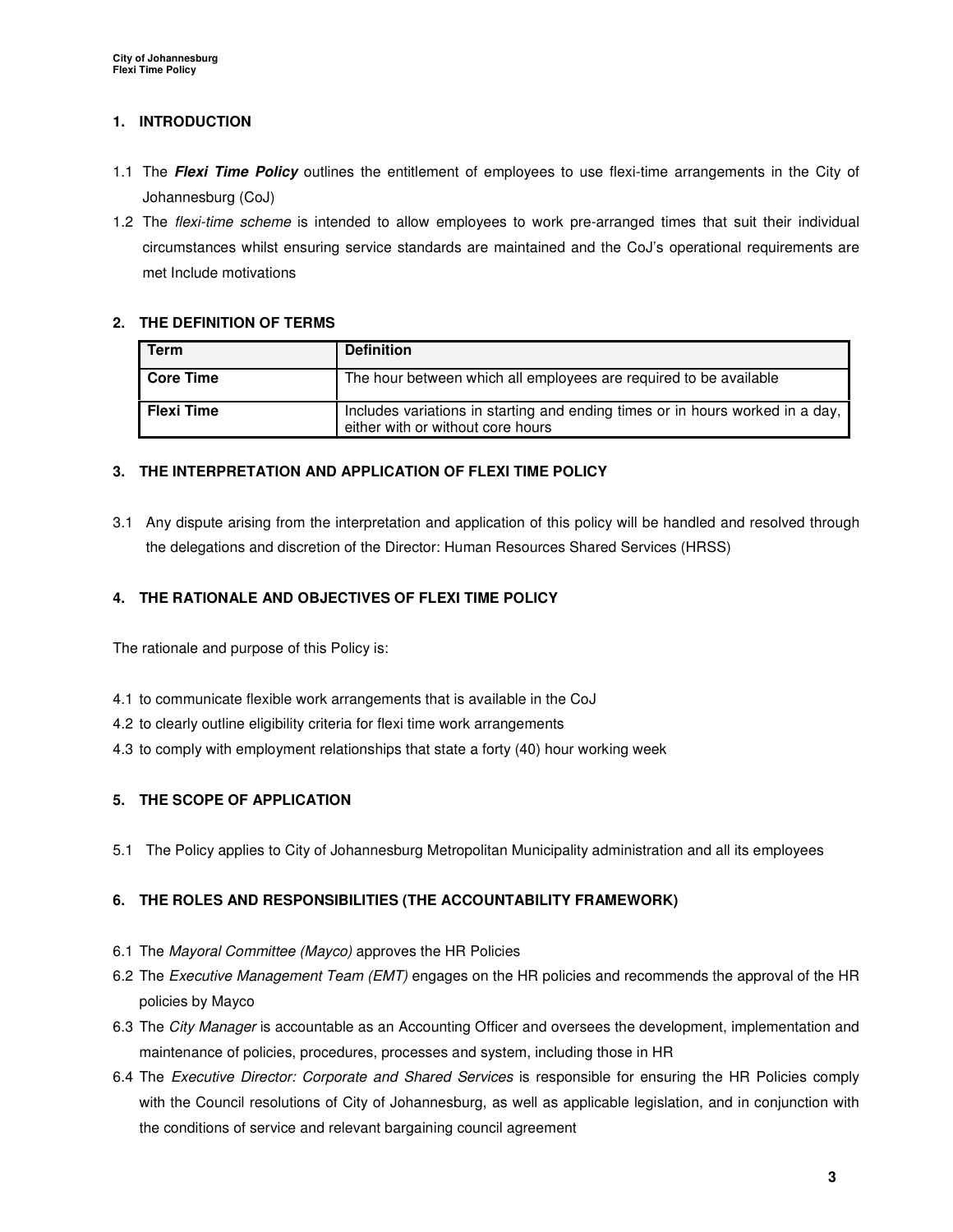## 1. INTRODUCTION

1.1 The ***Flexi Time Policy*** outlines the entitlement of employees to use flexi-time arrangements in the City of Johannesburg (CoJ)

1.2 The *flexi-time scheme* is intended to allow employees to work pre-arranged times that suit their individual circumstances whilst ensuring service standards are maintained and the CoJ's operational requirements are met Include motivations

## 2. THE DEFINITION OF TERMS

| Term | Definition |
|---|---|
| **Core Time** | The hour between which all employees are required to be available |
| **Flexi Time** | Includes variations in starting and ending times or in hours worked in a day, either with or without core hours |

## 3. THE INTERPRETATION AND APPLICATION OF FLEXI TIME POLICY

3.1 Any dispute arising from the interpretation and application of this policy will be handled and resolved through the delegations and discretion of the Director: Human Resources Shared Services (HRSS)

## 4. THE RATIONALE AND OBJECTIVES OF FLEXI TIME POLICY

The rationale and purpose of this Policy is:

4.1 to communicate flexible work arrangements that is available in the CoJ

4.2 to clearly outline eligibility criteria for flexi time work arrangements

4.3 to comply with employment relationships that state a forty (40) hour working week

## 5. THE SCOPE OF APPLICATION

5.1 The Policy applies to City of Johannesburg Metropolitan Municipality administration and all its employees

## 6. THE ROLES AND RESPONSIBILITIES (THE ACCOUNTABILITY FRAMEWORK)

6.1 The *Mayoral Committee (Mayco)* approves the HR Policies

6.2 The *Executive Management Team (EMT)* engages on the HR policies and recommends the approval of the HR policies by Mayco

6.3 The *City Manager* is accountable as an Accounting Officer and oversees the development, implementation and maintenance of policies, procedures, processes and system, including those in HR

6.4 The *Executive Director: Corporate and Shared Services* is responsible for ensuring the HR Policies comply with the Council resolutions of City of Johannesburg, as well as applicable legislation, and in conjunction with the conditions of service and relevant bargaining council agreement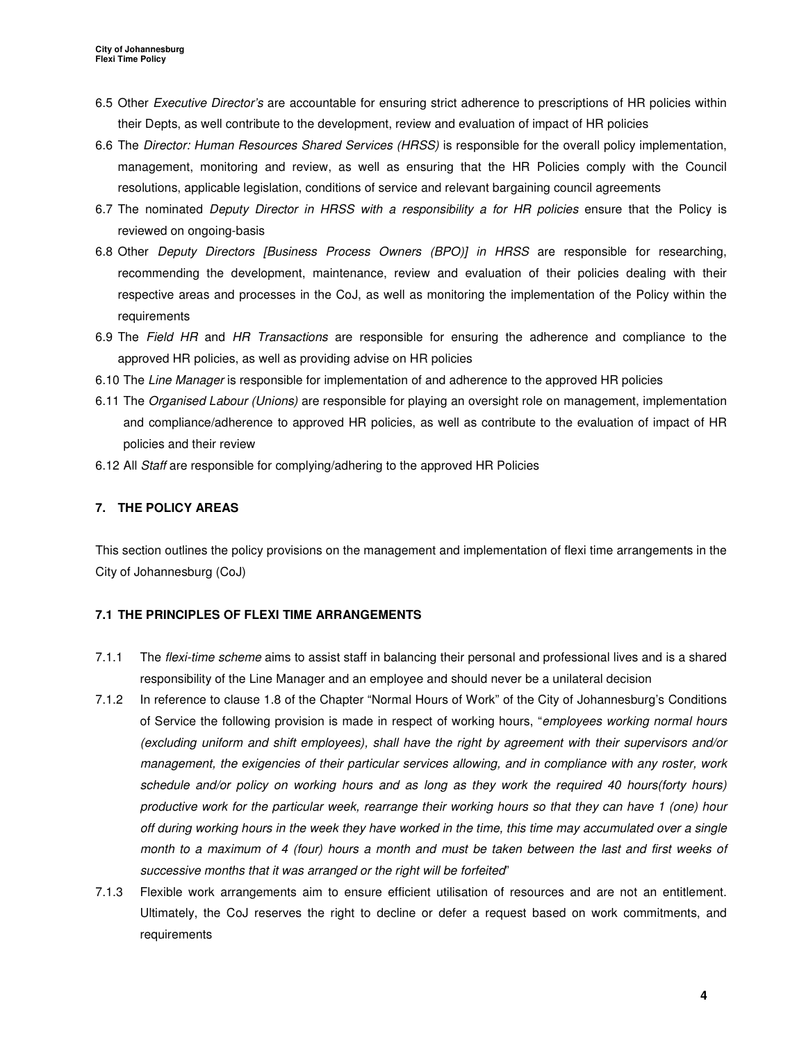6.5 Other *Executive Director's* are accountable for ensuring strict adherence to prescriptions of HR policies within their Depts, as well contribute to the development, review and evaluation of impact of HR policies

6.6 The *Director: Human Resources Shared Services (HRSS)* is responsible for the overall policy implementation, management, monitoring and review, as well as ensuring that the HR Policies comply with the Council resolutions, applicable legislation, conditions of service and relevant bargaining council agreements

6.7 The nominated *Deputy Director in HRSS with a responsibility a for HR policies* ensure that the Policy is reviewed on ongoing-basis

6.8 Other *Deputy Directors [Business Process Owners (BPO)] in HRSS* are responsible for researching, recommending the development, maintenance, review and evaluation of their policies dealing with their respective areas and processes in the CoJ, as well as monitoring the implementation of the Policy within the requirements

6.9 The *Field HR* and *HR Transactions* are responsible for ensuring the adherence and compliance to the approved HR policies, as well as providing advise on HR policies

6.10 The *Line Manager* is responsible for implementation of and adherence to the approved HR policies

6.11 The *Organised Labour (Unions)* are responsible for playing an oversight role on management, implementation and compliance/adherence to approved HR policies, as well as contribute to the evaluation of impact of HR policies and their review

6.12 All *Staff* are responsible for complying/adhering to the approved HR Policies

## 7. THE POLICY AREAS

This section outlines the policy provisions on the management and implementation of flexi time arrangements in the City of Johannesburg (CoJ)

### 7.1 THE PRINCIPLES OF FLEXI TIME ARRANGEMENTS

7.1.1 The *flexi-time scheme* aims to assist staff in balancing their personal and professional lives and is a shared responsibility of the Line Manager and an employee and should never be a unilateral decision

7.1.2 In reference to clause 1.8 of the Chapter "Normal Hours of Work" of the City of Johannesburg's Conditions of Service the following provision is made in respect of working hours, "*employees working normal hours (excluding uniform and shift employees), shall have the right by agreement with their supervisors and/or management, the exigencies of their particular services allowing, and in compliance with any roster, work schedule and/or policy on working hours and as long as they work the required 40 hours(forty hours) productive work for the particular week, rearrange their working hours so that they can have 1 (one) hour off during working hours in the week they have worked in the time, this time may accumulated over a single month to a maximum of 4 (four) hours a month and must be taken between the last and first weeks of successive months that it was arranged or the right will be forfeited*"

7.1.3 Flexible work arrangements aim to ensure efficient utilisation of resources and are not an entitlement. Ultimately, the CoJ reserves the right to decline or defer a request based on work commitments, and requirements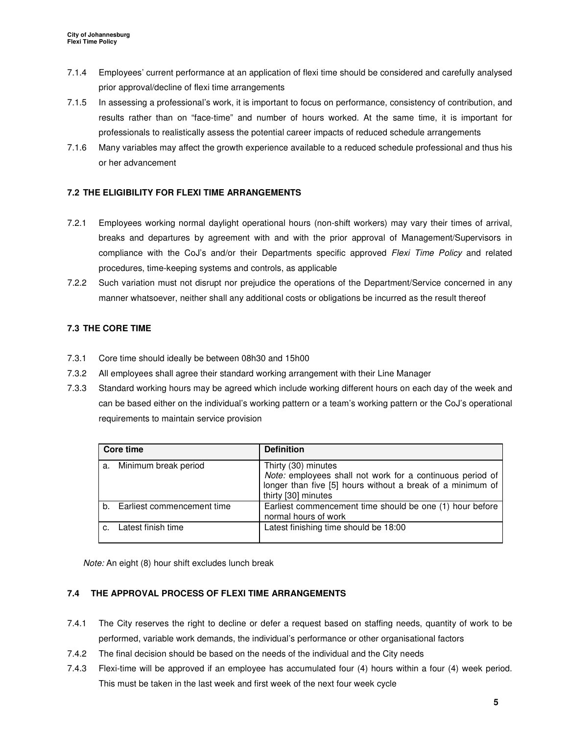7.1.4 Employees' current performance at an application of flexi time should be considered and carefully analysed prior approval/decline of flexi time arrangements

7.1.5 In assessing a professional's work, it is important to focus on performance, consistency of contribution, and results rather than on "face-time" and number of hours worked. At the same time, it is important for professionals to realistically assess the potential career impacts of reduced schedule arrangements

7.1.6 Many variables may affect the growth experience available to a reduced schedule professional and thus his or her advancement

### 7.2 THE ELIGIBILITY FOR FLEXI TIME ARRANGEMENTS

7.2.1 Employees working normal daylight operational hours (non-shift workers) may vary their times of arrival, breaks and departures by agreement with and with the prior approval of Management/Supervisors in compliance with the CoJ's and/or their Departments specific approved *Flexi Time Policy* and related procedures, time-keeping systems and controls, as applicable

7.2.2 Such variation must not disrupt nor prejudice the operations of the Department/Service concerned in any manner whatsoever, neither shall any additional costs or obligations be incurred as the result thereof

### 7.3 THE CORE TIME

7.3.1 Core time should ideally be between 08h30 and 15h00

7.3.2 All employees shall agree their standard working arrangement with their Line Manager

7.3.3 Standard working hours may be agreed which include working different hours on each day of the week and can be based either on the individual's working pattern or a team's working pattern or the CoJ's operational requirements to maintain service provision

| Core time | Definition |
|---|---|
| a. Minimum break period | Thirty (30) minutes<br>*Note:* employees shall not work for a continuous period of longer than five [5] hours without a break of a minimum of thirty [30] minutes |
| b. Earliest commencement time | Earliest commencement time should be one (1) hour before normal hours of work |
| c. Latest finish time | Latest finishing time should be 18:00 |

*Note:* An eight (8) hour shift excludes lunch break

### 7.4 THE APPROVAL PROCESS OF FLEXI TIME ARRANGEMENTS

7.4.1 The City reserves the right to decline or defer a request based on staffing needs, quantity of work to be performed, variable work demands, the individual's performance or other organisational factors

7.4.2 The final decision should be based on the needs of the individual and the City needs

7.4.3 Flexi-time will be approved if an employee has accumulated four (4) hours within a four (4) week period. This must be taken in the last week and first week of the next four week cycle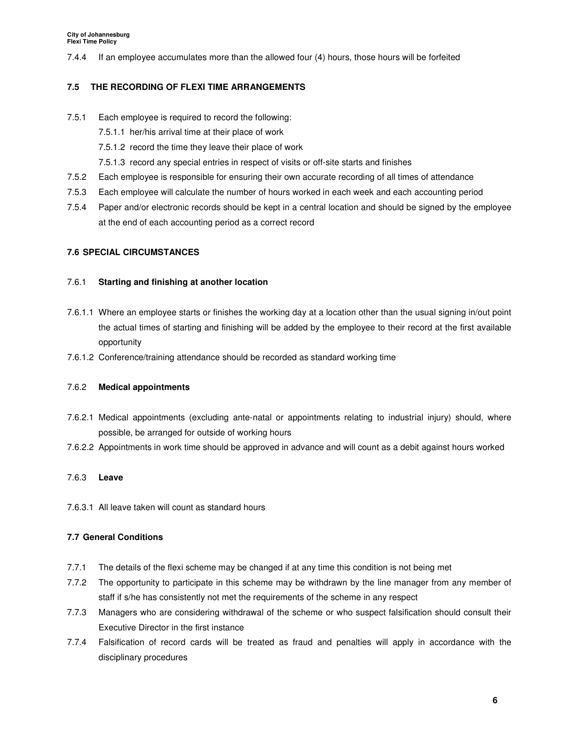7.4.4 If an employee accumulates more than the allowed four (4) hours, those hours will be forfeited

### 7.5 THE RECORDING OF FLEXI TIME ARRANGEMENTS

7.5.1 Each employee is required to record the following:

- 7.5.1.1 her/his arrival time at their place of work
- 7.5.1.2 record the time they leave their place of work
- 7.5.1.3 record any special entries in respect of visits or off-site starts and finishes

7.5.2 Each employee is responsible for ensuring their own accurate recording of all times of attendance

7.5.3 Each employee will calculate the number of hours worked in each week and each accounting period

7.5.4 Paper and/or electronic records should be kept in a central location and should be signed by the employee at the end of each accounting period as a correct record

### 7.6 SPECIAL CIRCUMSTANCES

#### 7.6.1 Starting and finishing at another location

7.6.1.1 Where an employee starts or finishes the working day at a location other than the usual signing in/out point the actual times of starting and finishing will be added by the employee to their record at the first available opportunity

7.6.1.2 Conference/training attendance should be recorded as standard working time

#### 7.6.2 Medical appointments

7.6.2.1 Medical appointments (excluding ante-natal or appointments relating to industrial injury) should, where possible, be arranged for outside of working hours

7.6.2.2 Appointments in work time should be approved in advance and will count as a debit against hours worked

#### 7.6.3 Leave

7.6.3.1 All leave taken will count as standard hours

### 7.7 General Conditions

7.7.1 The details of the flexi scheme may be changed if at any time this condition is not being met

7.7.2 The opportunity to participate in this scheme may be withdrawn by the line manager from any member of staff if s/he has consistently not met the requirements of the scheme in any respect

7.7.3 Managers who are considering withdrawal of the scheme or who suspect falsification should consult their Executive Director in the first instance

7.7.4 Falsification of record cards will be treated as fraud and penalties will apply in accordance with the disciplinary procedures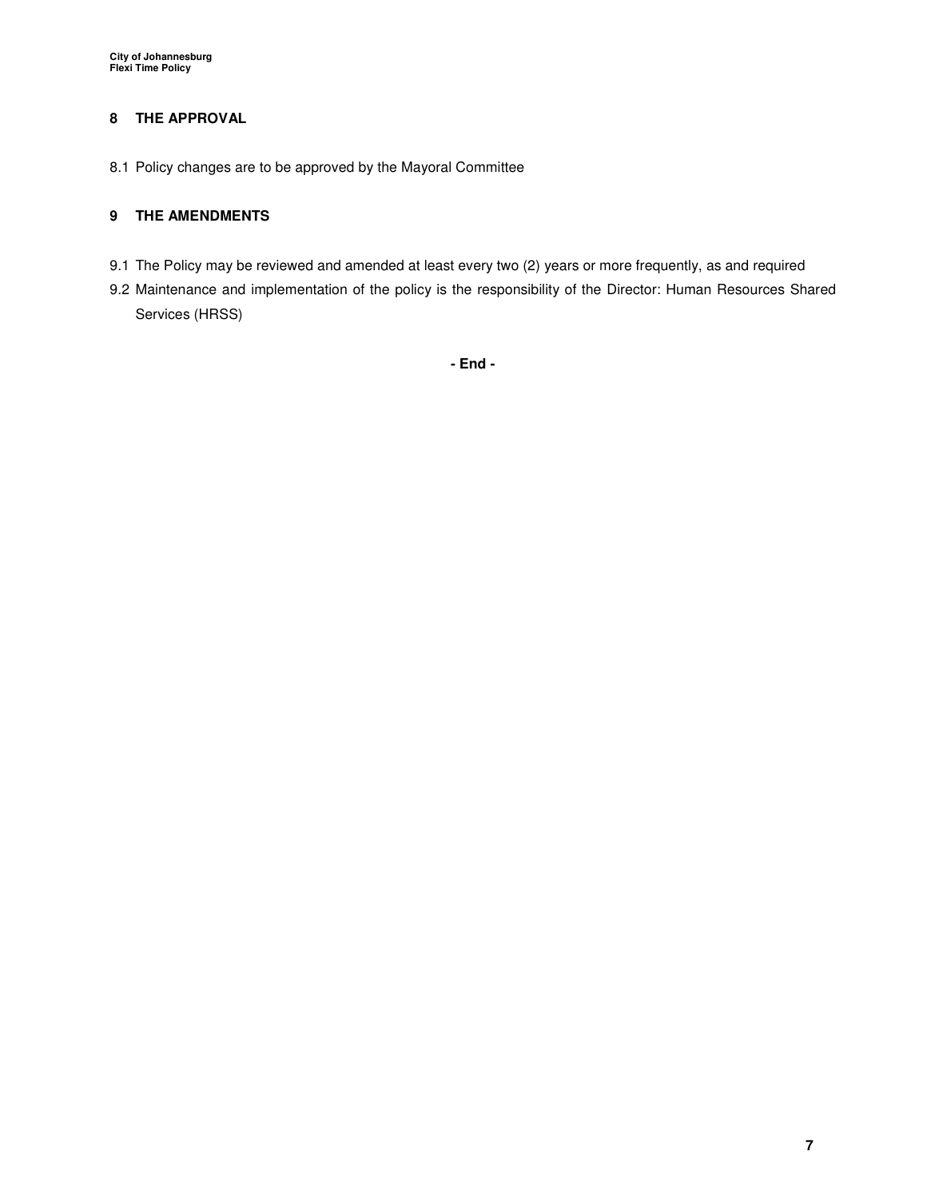## 8 THE APPROVAL

8.1 Policy changes are to be approved by the Mayoral Committee

## 9 THE AMENDMENTS

9.1 The Policy may be reviewed and amended at least every two (2) years or more frequently, as and required

9.2 Maintenance and implementation of the policy is the responsibility of the Director: Human Resources Shared Services (HRSS)

**- End -**